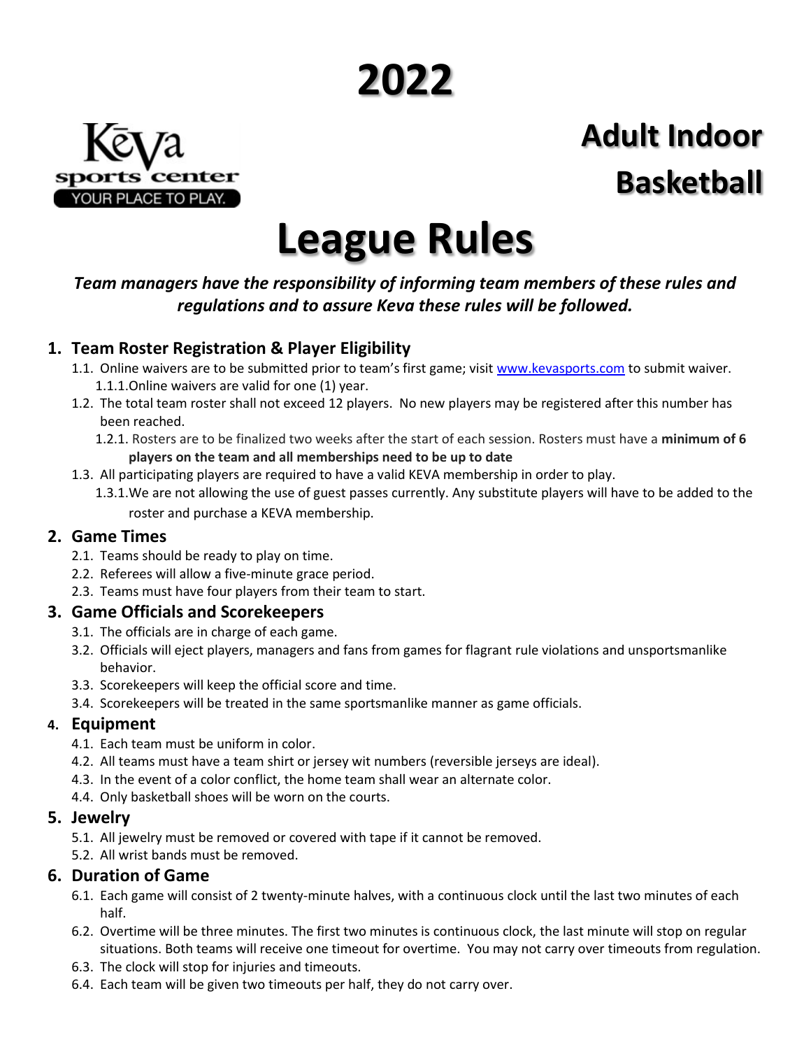# 2022

Kēva sports center YOUR PLACE TO PLAY.

## Adult Indoor Basketball

# League Rules

***Team managers have the responsibility of informing team members of these rules and regulations and to assure Keva these rules will be followed.***

## 1. Team Roster Registration & Player Eligibility

1.1. Online waivers are to be submitted prior to team's first game; visit www.kevasports.com to submit waiver.

1.1.1. Online waivers are valid for one (1) year.

1.2. The total team roster shall not exceed 12 players. No new players may be registered after this number has been reached.

1.2.1. Rosters are to be finalized two weeks after the start of each session. Rosters must have a **minimum of 6 players on the team and all memberships need to be up to date**

1.3. All participating players are required to have a valid KEVA membership in order to play.

1.3.1. We are not allowing the use of guest passes currently. Any substitute players will have to be added to the roster and purchase a KEVA membership.

## 2. Game Times

2.1. Teams should be ready to play on time.

2.2. Referees will allow a five-minute grace period.

2.3. Teams must have four players from their team to start.

## 3. Game Officials and Scorekeepers

3.1. The officials are in charge of each game.

3.2. Officials will eject players, managers and fans from games for flagrant rule violations and unsportsmanlike behavior.

3.3. Scorekeepers will keep the official score and time.

3.4. Scorekeepers will be treated in the same sportsmanlike manner as game officials.

## 4. Equipment

4.1. Each team must be uniform in color.

4.2. All teams must have a team shirt or jersey wit numbers (reversible jerseys are ideal).

4.3. In the event of a color conflict, the home team shall wear an alternate color.

4.4. Only basketball shoes will be worn on the courts.

## 5. Jewelry

5.1. All jewelry must be removed or covered with tape if it cannot be removed.

5.2. All wrist bands must be removed.

## 6. Duration of Game

6.1. Each game will consist of 2 twenty-minute halves, with a continuous clock until the last two minutes of each half.

6.2. Overtime will be three minutes. The first two minutes is continuous clock, the last minute will stop on regular situations. Both teams will receive one timeout for overtime. You may not carry over timeouts from regulation.

6.3. The clock will stop for injuries and timeouts.

6.4. Each team will be given two timeouts per half, they do not carry over.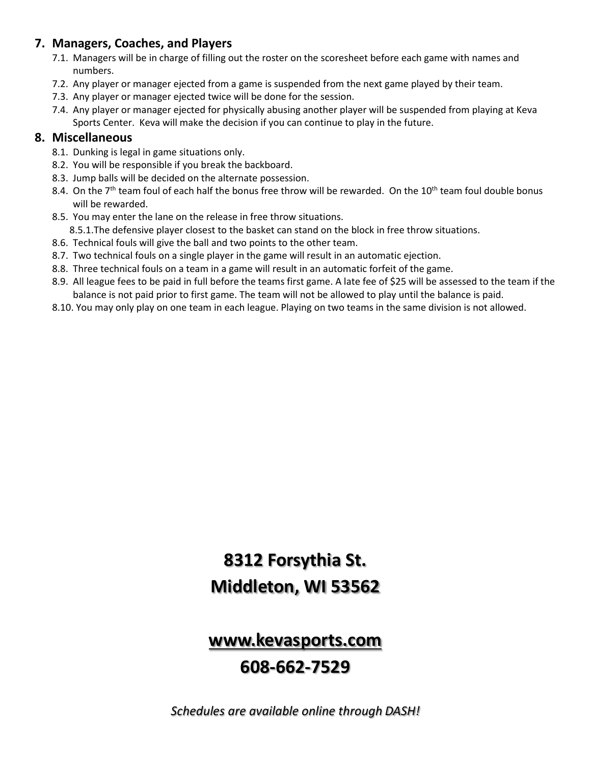## 7. Managers, Coaches, and Players

- 7.1. Managers will be in charge of filling out the roster on the scoresheet before each game with names and numbers.
- 7.2. Any player or manager ejected from a game is suspended from the next game played by their team.
- 7.3. Any player or manager ejected twice will be done for the session.
- 7.4. Any player or manager ejected for physically abusing another player will be suspended from playing at Keva Sports Center. Keva will make the decision if you can continue to play in the future.

## 8. Miscellaneous

- 8.1. Dunking is legal in game situations only.
- 8.2. You will be responsible if you break the backboard.
- 8.3. Jump balls will be decided on the alternate possession.
- 8.4. On the 7th team foul of each half the bonus free throw will be rewarded. On the 10th team foul double bonus will be rewarded.
- 8.5. You may enter the lane on the release in free throw situations.
  - 8.5.1. The defensive player closest to the basket can stand on the block in free throw situations.
- 8.6. Technical fouls will give the ball and two points to the other team.
- 8.7. Two technical fouls on a single player in the game will result in an automatic ejection.
- 8.8. Three technical fouls on a team in a game will result in an automatic forfeit of the game.
- 8.9. All league fees to be paid in full before the teams first game. A late fee of $25 will be assessed to the team if the balance is not paid prior to first game. The team will not be allowed to play until the balance is paid.
- 8.10. You may only play on one team in each league. Playing on two teams in the same division is not allowed.

**8312 Forsythia St.**
**Middleton, WI 53562**

**www.kevasports.com**
**608-662-7529**

*Schedules are available online through DASH!*